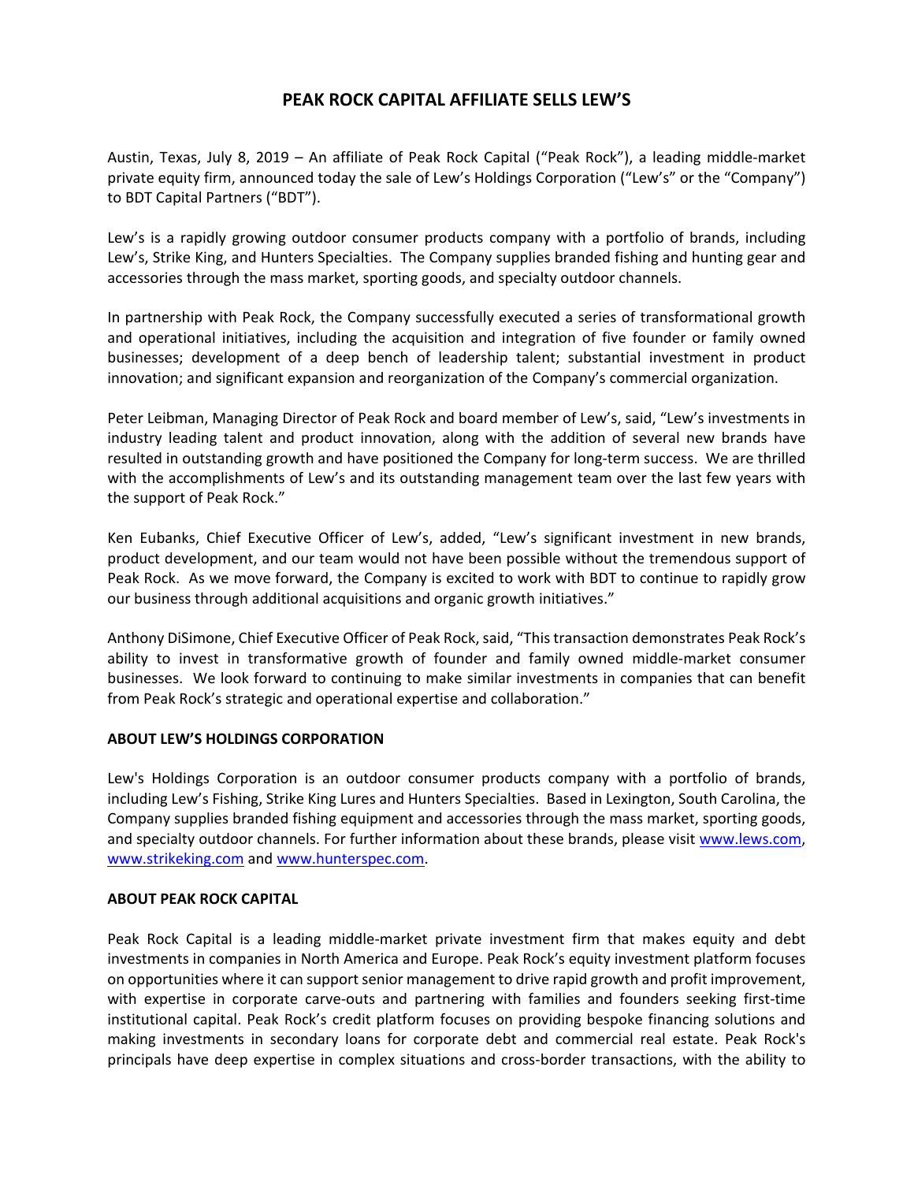# PEAK ROCK CAPITAL AFFILIATE SELLS LEW'S

Austin, Texas, July 8, 2019 – An affiliate of Peak Rock Capital ("Peak Rock"), a leading middle-market private equity firm, announced today the sale of Lew's Holdings Corporation ("Lew's" or the "Company") to BDT Capital Partners ("BDT").

Lew's is a rapidly growing outdoor consumer products company with a portfolio of brands, including Lew's, Strike King, and Hunters Specialties. The Company supplies branded fishing and hunting gear and accessories through the mass market, sporting goods, and specialty outdoor channels.

In partnership with Peak Rock, the Company successfully executed a series of transformational growth and operational initiatives, including the acquisition and integration of five founder or family owned businesses; development of a deep bench of leadership talent; substantial investment in product innovation; and significant expansion and reorganization of the Company's commercial organization.

Peter Leibman, Managing Director of Peak Rock and board member of Lew's, said, "Lew's investments in industry leading talent and product innovation, along with the addition of several new brands have resulted in outstanding growth and have positioned the Company for long-term success. We are thrilled with the accomplishments of Lew's and its outstanding management team over the last few years with the support of Peak Rock."

Ken Eubanks, Chief Executive Officer of Lew's, added, "Lew's significant investment in new brands, product development, and our team would not have been possible without the tremendous support of Peak Rock. As we move forward, the Company is excited to work with BDT to continue to rapidly grow our business through additional acquisitions and organic growth initiatives."

Anthony DiSimone, Chief Executive Officer of Peak Rock, said, "This transaction demonstrates Peak Rock's ability to invest in transformative growth of founder and family owned middle-market consumer businesses. We look forward to continuing to make similar investments in companies that can benefit from Peak Rock's strategic and operational expertise and collaboration."

## ABOUT LEW'S HOLDINGS CORPORATION

Lew's Holdings Corporation is an outdoor consumer products company with a portfolio of brands, including Lew's Fishing, Strike King Lures and Hunters Specialties. Based in Lexington, South Carolina, the Company supplies branded fishing equipment and accessories through the mass market, sporting goods, and specialty outdoor channels. For further information about these brands, please visit www.lews.com, www.strikeking.com and www.hunterspec.com.

## ABOUT PEAK ROCK CAPITAL

Peak Rock Capital is a leading middle-market private investment firm that makes equity and debt investments in companies in North America and Europe. Peak Rock's equity investment platform focuses on opportunities where it can support senior management to drive rapid growth and profit improvement, with expertise in corporate carve-outs and partnering with families and founders seeking first-time institutional capital. Peak Rock's credit platform focuses on providing bespoke financing solutions and making investments in secondary loans for corporate debt and commercial real estate. Peak Rock's principals have deep expertise in complex situations and cross-border transactions, with the ability to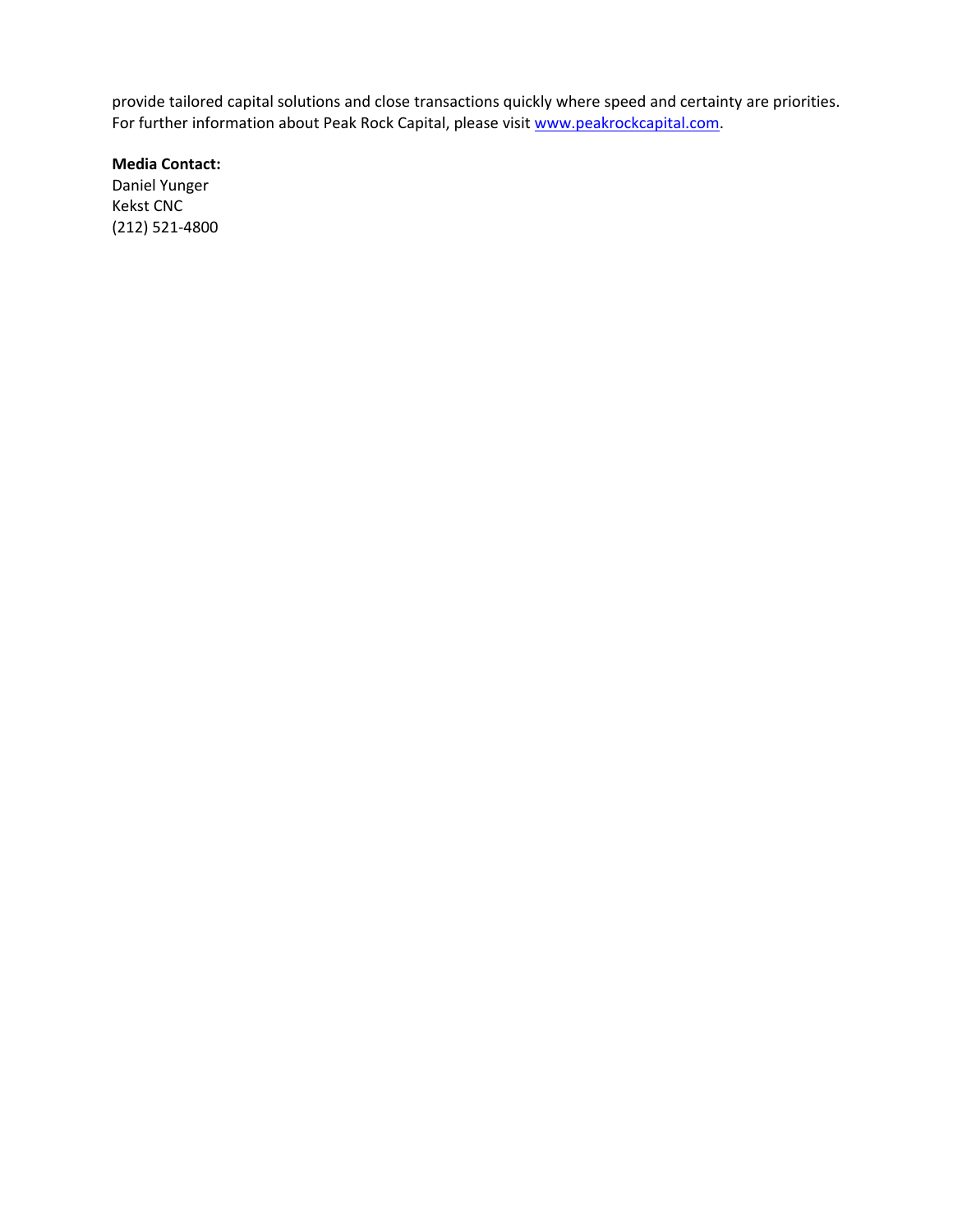provide tailored capital solutions and close transactions quickly where speed and certainty are priorities. For further information about Peak Rock Capital, please visit [www.peakrockcapital.com](http://www.peakrockcapital.com).

**Media Contact:**
Daniel Yunger
Kekst CNC
(212) 521-4800